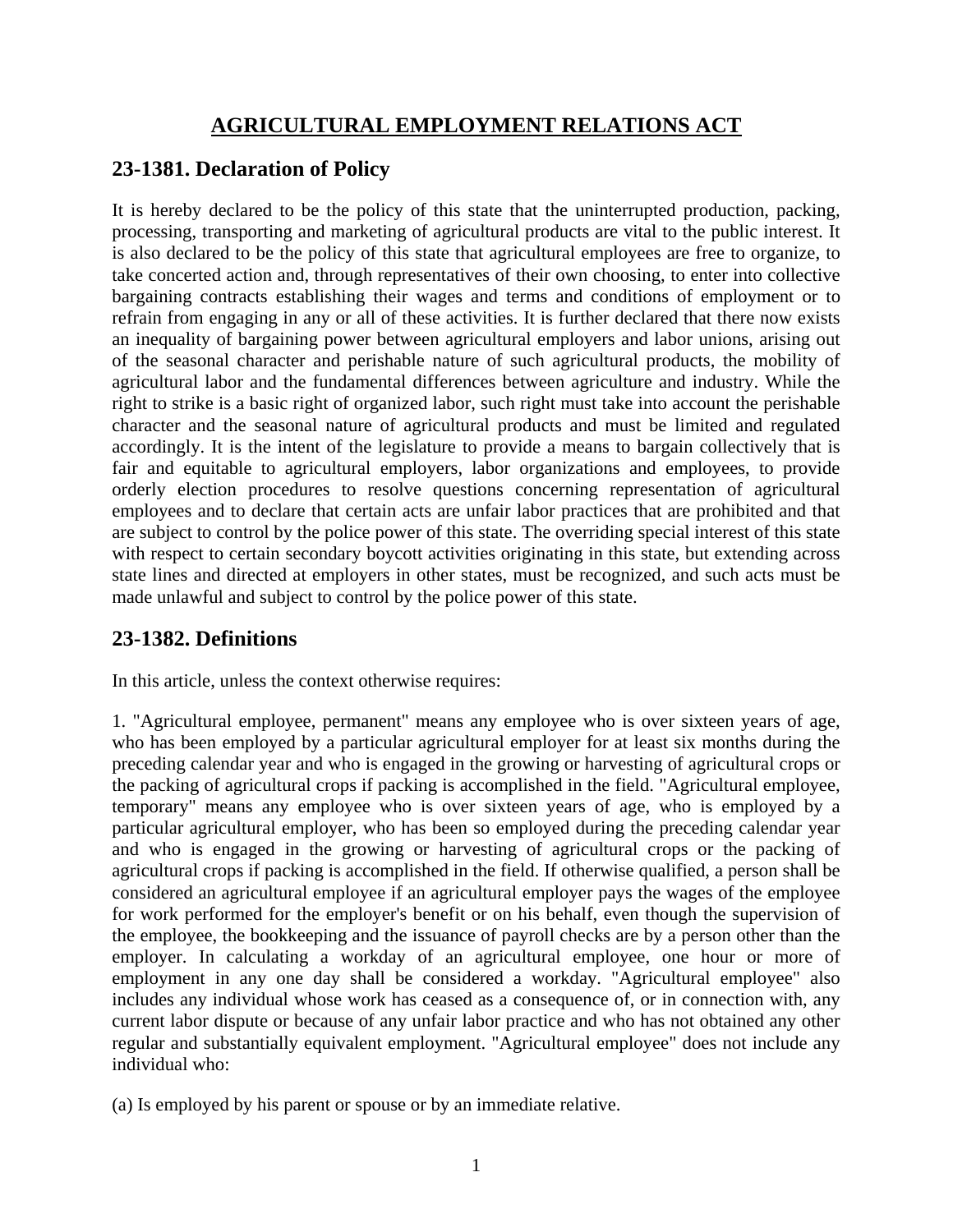# AGRICULTURAL EMPLOYMENT RELATIONS ACT

## 23-1381. Declaration of Policy

It is hereby declared to be the policy of this state that the uninterrupted production, packing, processing, transporting and marketing of agricultural products are vital to the public interest. It is also declared to be the policy of this state that agricultural employees are free to organize, to take concerted action and, through representatives of their own choosing, to enter into collective bargaining contracts establishing their wages and terms and conditions of employment or to refrain from engaging in any or all of these activities. It is further declared that there now exists an inequality of bargaining power between agricultural employers and labor unions, arising out of the seasonal character and perishable nature of such agricultural products, the mobility of agricultural labor and the fundamental differences between agriculture and industry. While the right to strike is a basic right of organized labor, such right must take into account the perishable character and the seasonal nature of agricultural products and must be limited and regulated accordingly. It is the intent of the legislature to provide a means to bargain collectively that is fair and equitable to agricultural employers, labor organizations and employees, to provide orderly election procedures to resolve questions concerning representation of agricultural employees and to declare that certain acts are unfair labor practices that are prohibited and that are subject to control by the police power of this state. The overriding special interest of this state with respect to certain secondary boycott activities originating in this state, but extending across state lines and directed at employers in other states, must be recognized, and such acts must be made unlawful and subject to control by the police power of this state.

## 23-1382. Definitions

In this article, unless the context otherwise requires:

1. "Agricultural employee, permanent" means any employee who is over sixteen years of age, who has been employed by a particular agricultural employer for at least six months during the preceding calendar year and who is engaged in the growing or harvesting of agricultural crops or the packing of agricultural crops if packing is accomplished in the field. "Agricultural employee, temporary" means any employee who is over sixteen years of age, who is employed by a particular agricultural employer, who has been so employed during the preceding calendar year and who is engaged in the growing or harvesting of agricultural crops or the packing of agricultural crops if packing is accomplished in the field. If otherwise qualified, a person shall be considered an agricultural employee if an agricultural employer pays the wages of the employee for work performed for the employer's benefit or on his behalf, even though the supervision of the employee, the bookkeeping and the issuance of payroll checks are by a person other than the employer. In calculating a workday of an agricultural employee, one hour or more of employment in any one day shall be considered a workday. "Agricultural employee" also includes any individual whose work has ceased as a consequence of, or in connection with, any current labor dispute or because of any unfair labor practice and who has not obtained any other regular and substantially equivalent employment. "Agricultural employee" does not include any individual who:

(a) Is employed by his parent or spouse or by an immediate relative.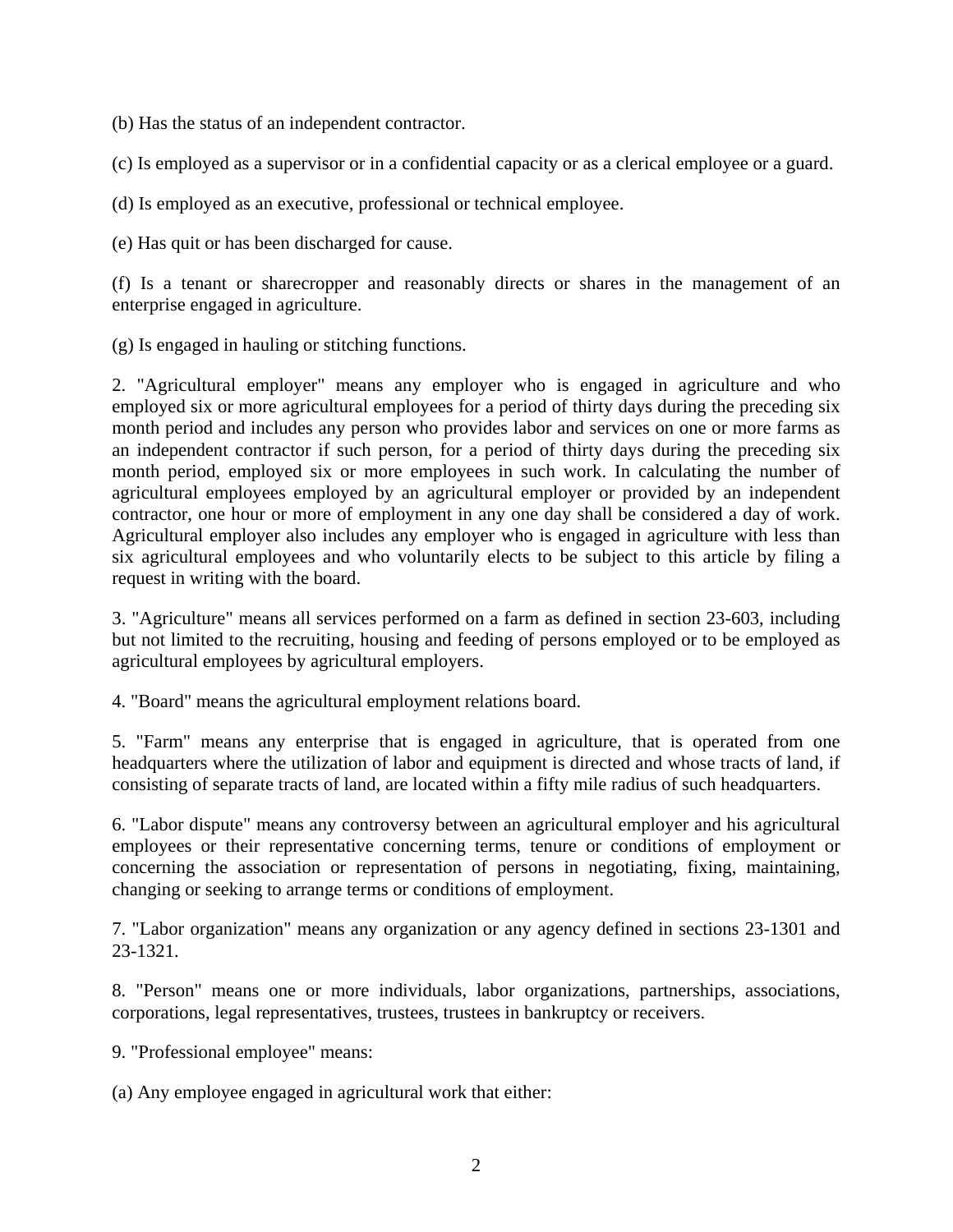(b) Has the status of an independent contractor.

(c) Is employed as a supervisor or in a confidential capacity or as a clerical employee or a guard.

(d) Is employed as an executive, professional or technical employee.

(e) Has quit or has been discharged for cause.

(f) Is a tenant or sharecropper and reasonably directs or shares in the management of an enterprise engaged in agriculture.

(g) Is engaged in hauling or stitching functions.

2. "Agricultural employer" means any employer who is engaged in agriculture and who employed six or more agricultural employees for a period of thirty days during the preceding six month period and includes any person who provides labor and services on one or more farms as an independent contractor if such person, for a period of thirty days during the preceding six month period, employed six or more employees in such work. In calculating the number of agricultural employees employed by an agricultural employer or provided by an independent contractor, one hour or more of employment in any one day shall be considered a day of work. Agricultural employer also includes any employer who is engaged in agriculture with less than six agricultural employees and who voluntarily elects to be subject to this article by filing a request in writing with the board.

3. "Agriculture" means all services performed on a farm as defined in section 23-603, including but not limited to the recruiting, housing and feeding of persons employed or to be employed as agricultural employees by agricultural employers.

4. "Board" means the agricultural employment relations board.

5. "Farm" means any enterprise that is engaged in agriculture, that is operated from one headquarters where the utilization of labor and equipment is directed and whose tracts of land, if consisting of separate tracts of land, are located within a fifty mile radius of such headquarters.

6. "Labor dispute" means any controversy between an agricultural employer and his agricultural employees or their representative concerning terms, tenure or conditions of employment or concerning the association or representation of persons in negotiating, fixing, maintaining, changing or seeking to arrange terms or conditions of employment.

7. "Labor organization" means any organization or any agency defined in sections 23-1301 and 23-1321.

8. "Person" means one or more individuals, labor organizations, partnerships, associations, corporations, legal representatives, trustees, trustees in bankruptcy or receivers.

9. "Professional employee" means:

(a) Any employee engaged in agricultural work that either: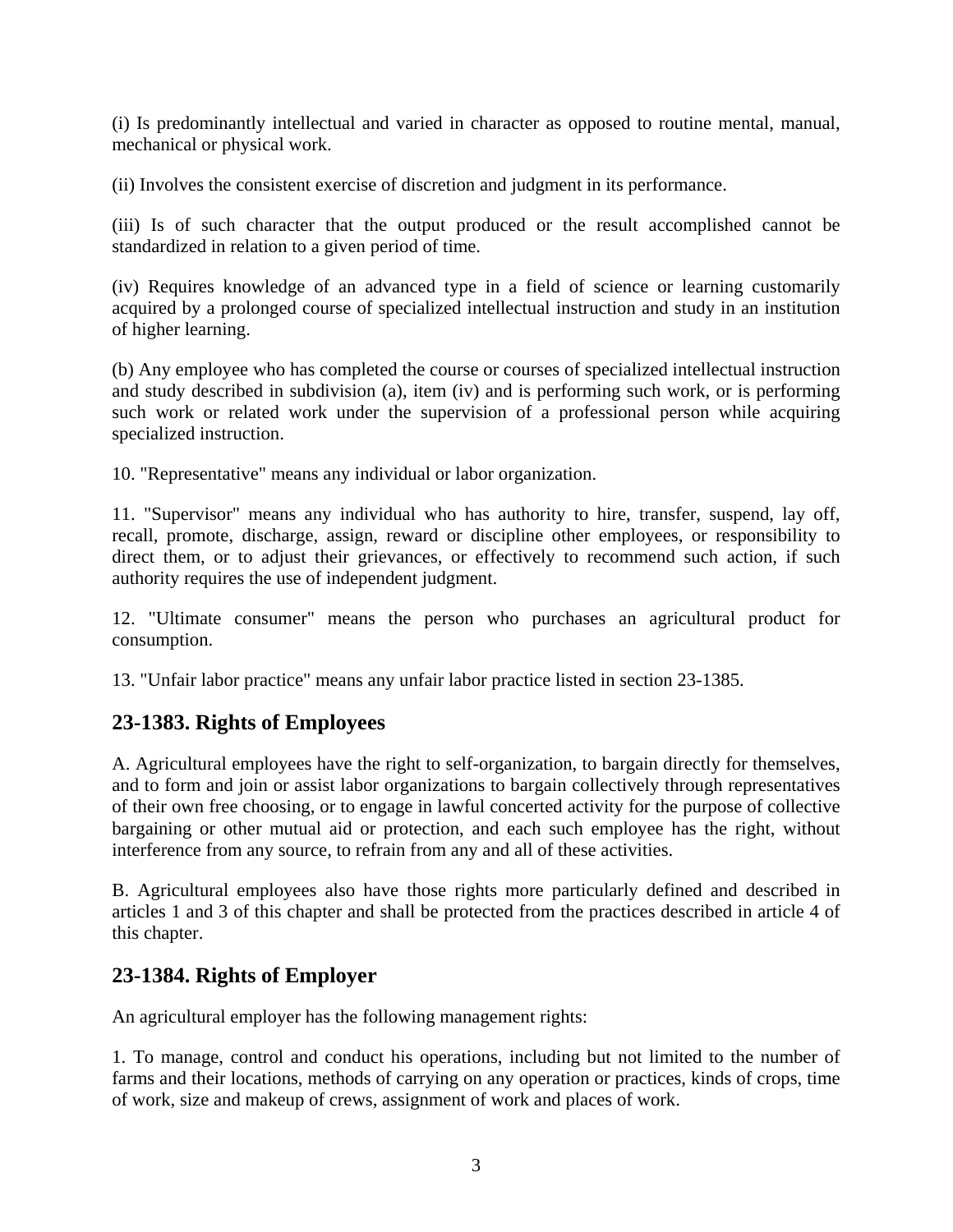(i) Is predominantly intellectual and varied in character as opposed to routine mental, manual, mechanical or physical work.

(ii) Involves the consistent exercise of discretion and judgment in its performance.

(iii) Is of such character that the output produced or the result accomplished cannot be standardized in relation to a given period of time.

(iv) Requires knowledge of an advanced type in a field of science or learning customarily acquired by a prolonged course of specialized intellectual instruction and study in an institution of higher learning.

(b) Any employee who has completed the course or courses of specialized intellectual instruction and study described in subdivision (a), item (iv) and is performing such work, or is performing such work or related work under the supervision of a professional person while acquiring specialized instruction.

10. "Representative" means any individual or labor organization.

11. "Supervisor" means any individual who has authority to hire, transfer, suspend, lay off, recall, promote, discharge, assign, reward or discipline other employees, or responsibility to direct them, or to adjust their grievances, or effectively to recommend such action, if such authority requires the use of independent judgment.

12. "Ultimate consumer" means the person who purchases an agricultural product for consumption.

13. "Unfair labor practice" means any unfair labor practice listed in section 23-1385.

## 23-1383. Rights of Employees

A. Agricultural employees have the right to self-organization, to bargain directly for themselves, and to form and join or assist labor organizations to bargain collectively through representatives of their own free choosing, or to engage in lawful concerted activity for the purpose of collective bargaining or other mutual aid or protection, and each such employee has the right, without interference from any source, to refrain from any and all of these activities.

B. Agricultural employees also have those rights more particularly defined and described in articles 1 and 3 of this chapter and shall be protected from the practices described in article 4 of this chapter.

## 23-1384. Rights of Employer

An agricultural employer has the following management rights:

1. To manage, control and conduct his operations, including but not limited to the number of farms and their locations, methods of carrying on any operation or practices, kinds of crops, time of work, size and makeup of crews, assignment of work and places of work.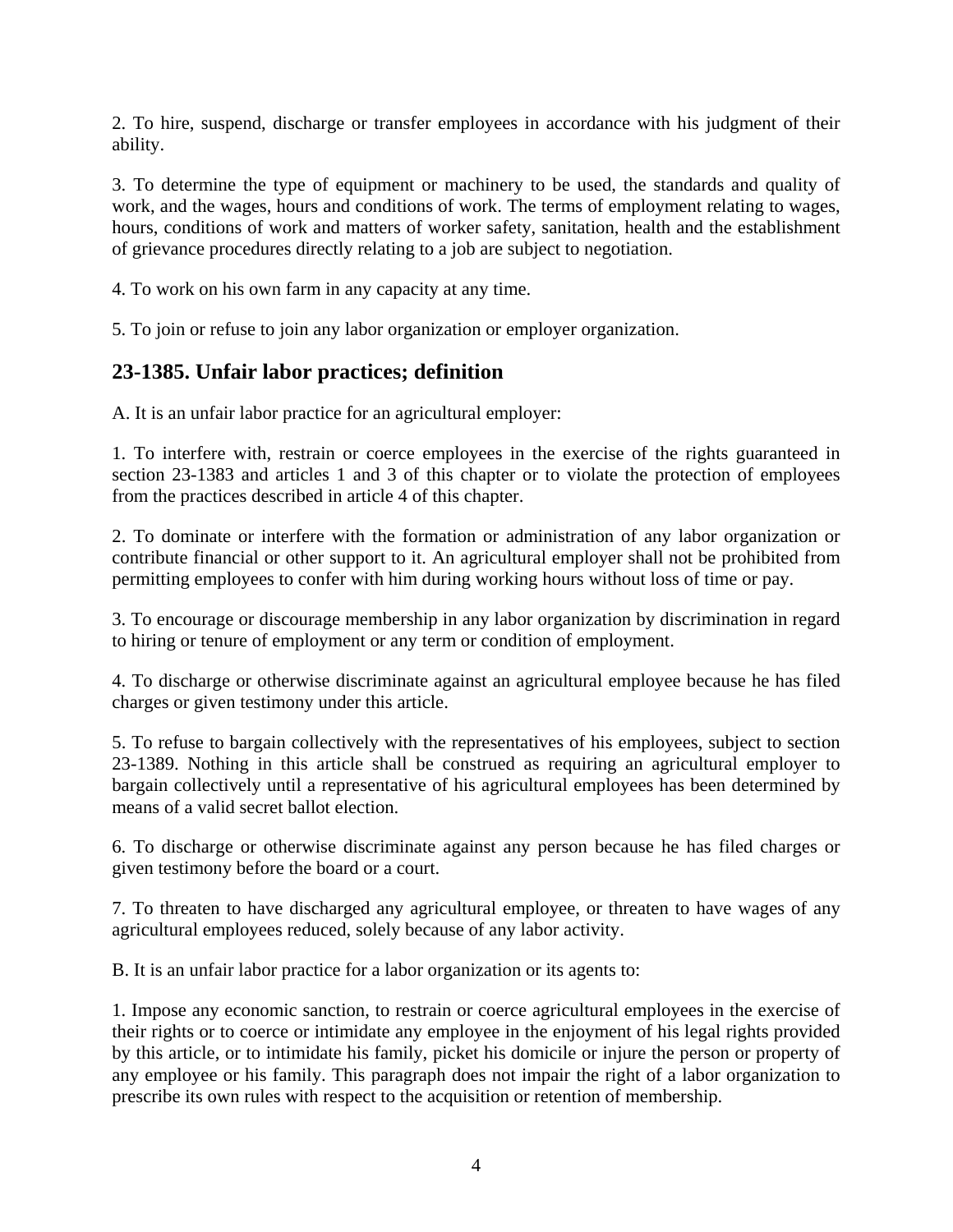2. To hire, suspend, discharge or transfer employees in accordance with his judgment of their ability.

3. To determine the type of equipment or machinery to be used, the standards and quality of work, and the wages, hours and conditions of work. The terms of employment relating to wages, hours, conditions of work and matters of worker safety, sanitation, health and the establishment of grievance procedures directly relating to a job are subject to negotiation.

4. To work on his own farm in any capacity at any time.

5. To join or refuse to join any labor organization or employer organization.

## 23-1385. Unfair labor practices; definition

A. It is an unfair labor practice for an agricultural employer:

1. To interfere with, restrain or coerce employees in the exercise of the rights guaranteed in section 23-1383 and articles 1 and 3 of this chapter or to violate the protection of employees from the practices described in article 4 of this chapter.

2. To dominate or interfere with the formation or administration of any labor organization or contribute financial or other support to it. An agricultural employer shall not be prohibited from permitting employees to confer with him during working hours without loss of time or pay.

3. To encourage or discourage membership in any labor organization by discrimination in regard to hiring or tenure of employment or any term or condition of employment.

4. To discharge or otherwise discriminate against an agricultural employee because he has filed charges or given testimony under this article.

5. To refuse to bargain collectively with the representatives of his employees, subject to section 23-1389. Nothing in this article shall be construed as requiring an agricultural employer to bargain collectively until a representative of his agricultural employees has been determined by means of a valid secret ballot election.

6. To discharge or otherwise discriminate against any person because he has filed charges or given testimony before the board or a court.

7. To threaten to have discharged any agricultural employee, or threaten to have wages of any agricultural employees reduced, solely because of any labor activity.

B. It is an unfair labor practice for a labor organization or its agents to:

1. Impose any economic sanction, to restrain or coerce agricultural employees in the exercise of their rights or to coerce or intimidate any employee in the enjoyment of his legal rights provided by this article, or to intimidate his family, picket his domicile or injure the person or property of any employee or his family. This paragraph does not impair the right of a labor organization to prescribe its own rules with respect to the acquisition or retention of membership.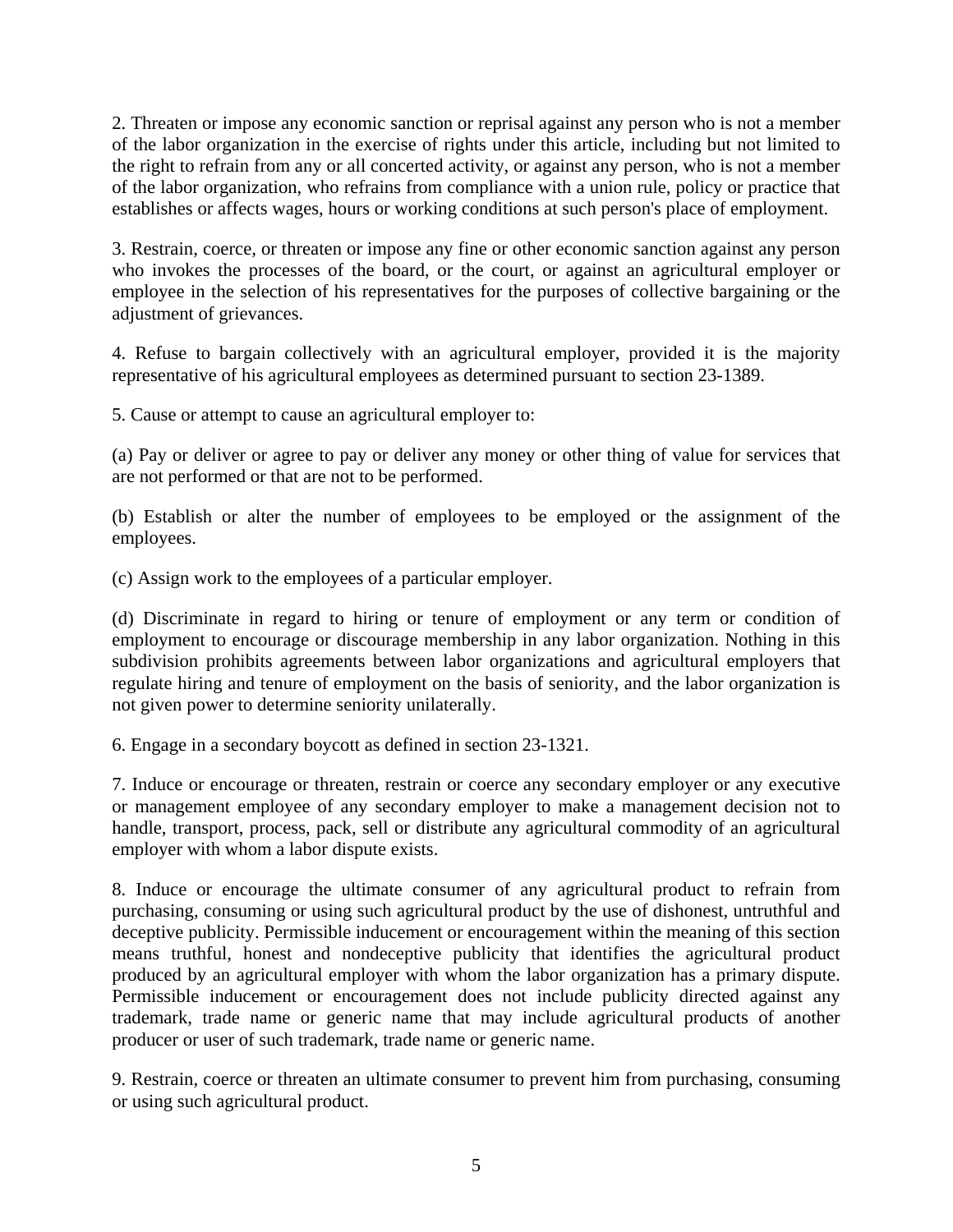2. Threaten or impose any economic sanction or reprisal against any person who is not a member of the labor organization in the exercise of rights under this article, including but not limited to the right to refrain from any or all concerted activity, or against any person, who is not a member of the labor organization, who refrains from compliance with a union rule, policy or practice that establishes or affects wages, hours or working conditions at such person's place of employment.

3. Restrain, coerce, or threaten or impose any fine or other economic sanction against any person who invokes the processes of the board, or the court, or against an agricultural employer or employee in the selection of his representatives for the purposes of collective bargaining or the adjustment of grievances.

4. Refuse to bargain collectively with an agricultural employer, provided it is the majority representative of his agricultural employees as determined pursuant to section 23-1389.

5. Cause or attempt to cause an agricultural employer to:

(a) Pay or deliver or agree to pay or deliver any money or other thing of value for services that are not performed or that are not to be performed.

(b) Establish or alter the number of employees to be employed or the assignment of the employees.

(c) Assign work to the employees of a particular employer.

(d) Discriminate in regard to hiring or tenure of employment or any term or condition of employment to encourage or discourage membership in any labor organization. Nothing in this subdivision prohibits agreements between labor organizations and agricultural employers that regulate hiring and tenure of employment on the basis of seniority, and the labor organization is not given power to determine seniority unilaterally.

6. Engage in a secondary boycott as defined in section 23-1321.

7. Induce or encourage or threaten, restrain or coerce any secondary employer or any executive or management employee of any secondary employer to make a management decision not to handle, transport, process, pack, sell or distribute any agricultural commodity of an agricultural employer with whom a labor dispute exists.

8. Induce or encourage the ultimate consumer of any agricultural product to refrain from purchasing, consuming or using such agricultural product by the use of dishonest, untruthful and deceptive publicity. Permissible inducement or encouragement within the meaning of this section means truthful, honest and nondeceptive publicity that identifies the agricultural product produced by an agricultural employer with whom the labor organization has a primary dispute. Permissible inducement or encouragement does not include publicity directed against any trademark, trade name or generic name that may include agricultural products of another producer or user of such trademark, trade name or generic name.

9. Restrain, coerce or threaten an ultimate consumer to prevent him from purchasing, consuming or using such agricultural product.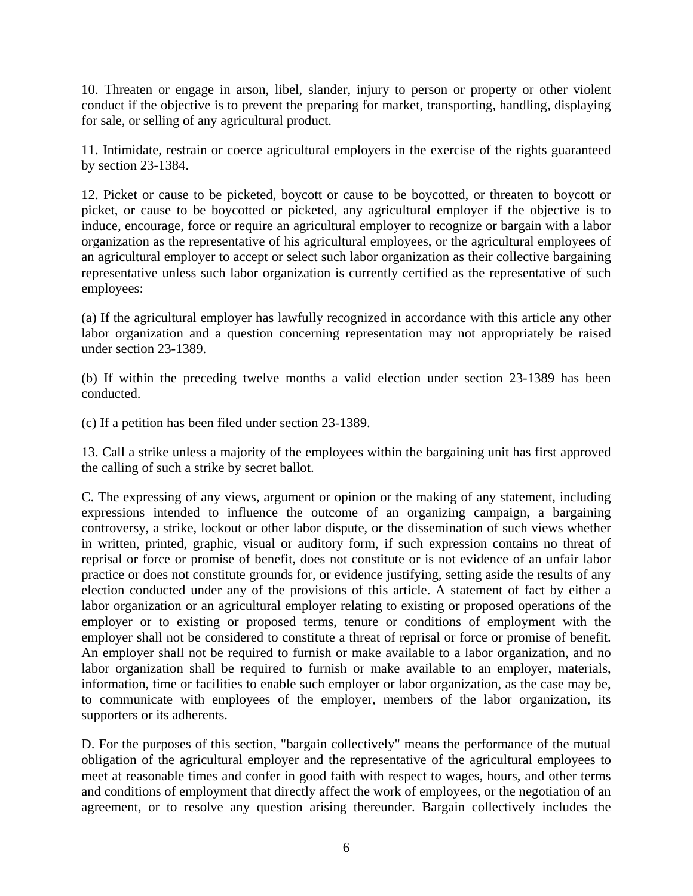10. Threaten or engage in arson, libel, slander, injury to person or property or other violent conduct if the objective is to prevent the preparing for market, transporting, handling, displaying for sale, or selling of any agricultural product.

11. Intimidate, restrain or coerce agricultural employers in the exercise of the rights guaranteed by section 23-1384.

12. Picket or cause to be picketed, boycott or cause to be boycotted, or threaten to boycott or picket, or cause to be boycotted or picketed, any agricultural employer if the objective is to induce, encourage, force or require an agricultural employer to recognize or bargain with a labor organization as the representative of his agricultural employees, or the agricultural employees of an agricultural employer to accept or select such labor organization as their collective bargaining representative unless such labor organization is currently certified as the representative of such employees:

(a) If the agricultural employer has lawfully recognized in accordance with this article any other labor organization and a question concerning representation may not appropriately be raised under section 23-1389.

(b) If within the preceding twelve months a valid election under section 23-1389 has been conducted.

(c) If a petition has been filed under section 23-1389.

13. Call a strike unless a majority of the employees within the bargaining unit has first approved the calling of such a strike by secret ballot.

C. The expressing of any views, argument or opinion or the making of any statement, including expressions intended to influence the outcome of an organizing campaign, a bargaining controversy, a strike, lockout or other labor dispute, or the dissemination of such views whether in written, printed, graphic, visual or auditory form, if such expression contains no threat of reprisal or force or promise of benefit, does not constitute or is not evidence of an unfair labor practice or does not constitute grounds for, or evidence justifying, setting aside the results of any election conducted under any of the provisions of this article. A statement of fact by either a labor organization or an agricultural employer relating to existing or proposed operations of the employer or to existing or proposed terms, tenure or conditions of employment with the employer shall not be considered to constitute a threat of reprisal or force or promise of benefit. An employer shall not be required to furnish or make available to a labor organization, and no labor organization shall be required to furnish or make available to an employer, materials, information, time or facilities to enable such employer or labor organization, as the case may be, to communicate with employees of the employer, members of the labor organization, its supporters or its adherents.

D. For the purposes of this section, "bargain collectively" means the performance of the mutual obligation of the agricultural employer and the representative of the agricultural employees to meet at reasonable times and confer in good faith with respect to wages, hours, and other terms and conditions of employment that directly affect the work of employees, or the negotiation of an agreement, or to resolve any question arising thereunder. Bargain collectively includes the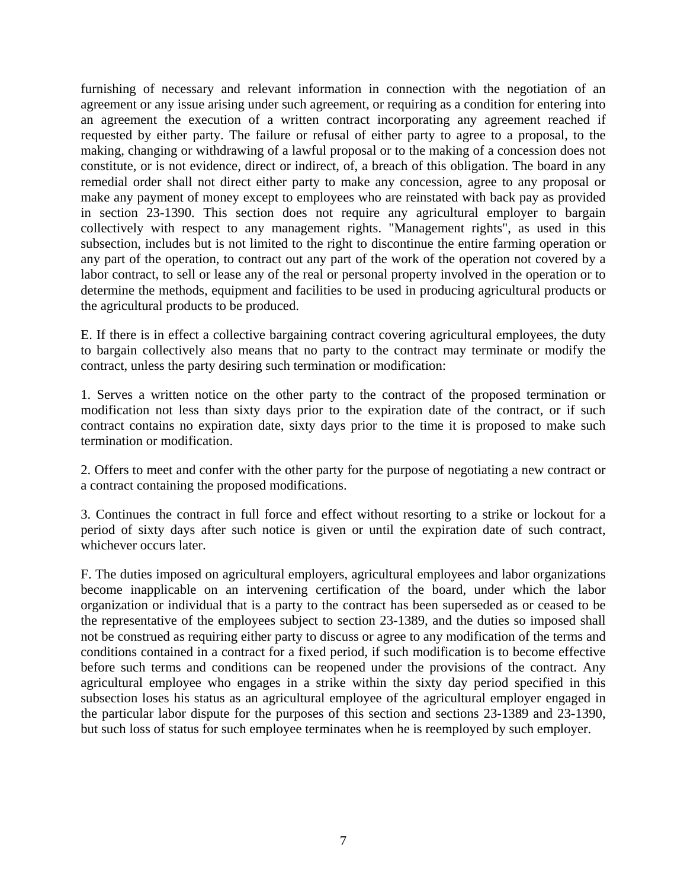furnishing of necessary and relevant information in connection with the negotiation of an agreement or any issue arising under such agreement, or requiring as a condition for entering into an agreement the execution of a written contract incorporating any agreement reached if requested by either party. The failure or refusal of either party to agree to a proposal, to the making, changing or withdrawing of a lawful proposal or to the making of a concession does not constitute, or is not evidence, direct or indirect, of, a breach of this obligation. The board in any remedial order shall not direct either party to make any concession, agree to any proposal or make any payment of money except to employees who are reinstated with back pay as provided in section 23-1390. This section does not require any agricultural employer to bargain collectively with respect to any management rights. "Management rights", as used in this subsection, includes but is not limited to the right to discontinue the entire farming operation or any part of the operation, to contract out any part of the work of the operation not covered by a labor contract, to sell or lease any of the real or personal property involved in the operation or to determine the methods, equipment and facilities to be used in producing agricultural products or the agricultural products to be produced.

E. If there is in effect a collective bargaining contract covering agricultural employees, the duty to bargain collectively also means that no party to the contract may terminate or modify the contract, unless the party desiring such termination or modification:

1. Serves a written notice on the other party to the contract of the proposed termination or modification not less than sixty days prior to the expiration date of the contract, or if such contract contains no expiration date, sixty days prior to the time it is proposed to make such termination or modification.

2. Offers to meet and confer with the other party for the purpose of negotiating a new contract or a contract containing the proposed modifications.

3. Continues the contract in full force and effect without resorting to a strike or lockout for a period of sixty days after such notice is given or until the expiration date of such contract, whichever occurs later.

F. The duties imposed on agricultural employers, agricultural employees and labor organizations become inapplicable on an intervening certification of the board, under which the labor organization or individual that is a party to the contract has been superseded as or ceased to be the representative of the employees subject to section 23-1389, and the duties so imposed shall not be construed as requiring either party to discuss or agree to any modification of the terms and conditions contained in a contract for a fixed period, if such modification is to become effective before such terms and conditions can be reopened under the provisions of the contract. Any agricultural employee who engages in a strike within the sixty day period specified in this subsection loses his status as an agricultural employee of the agricultural employer engaged in the particular labor dispute for the purposes of this section and sections 23-1389 and 23-1390, but such loss of status for such employee terminates when he is reemployed by such employer.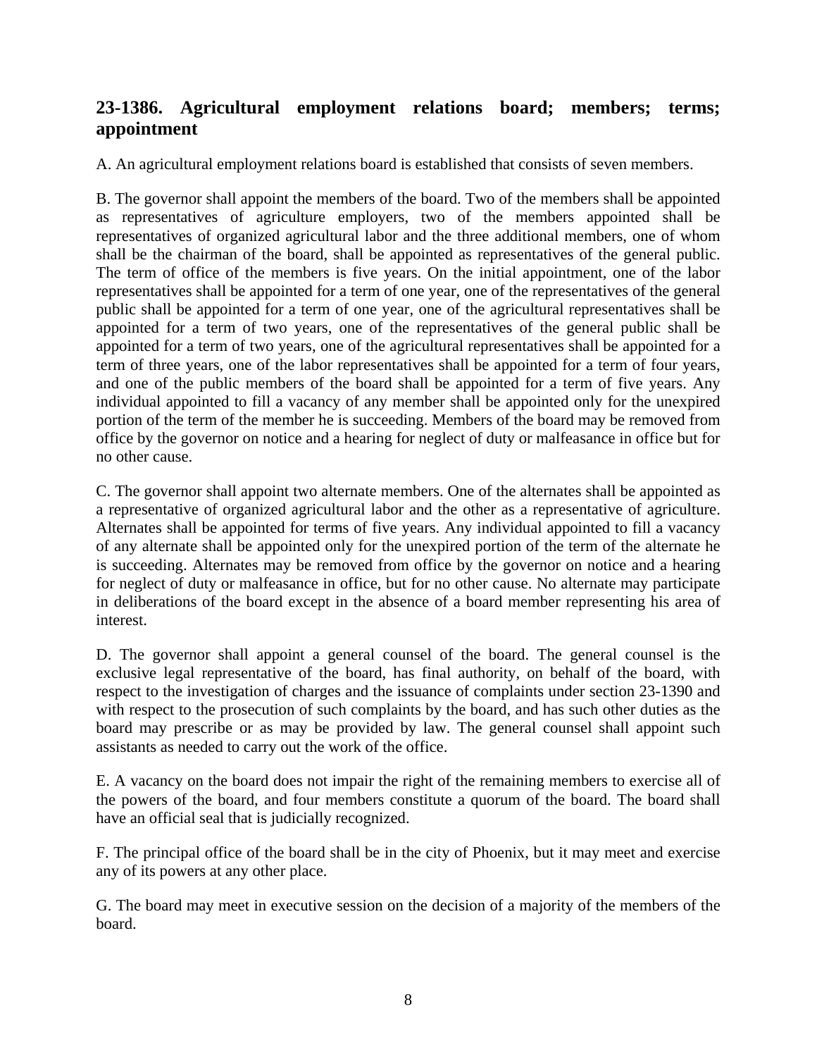## 23-1386. Agricultural employment relations board; members; terms; appointment

A. An agricultural employment relations board is established that consists of seven members.

B. The governor shall appoint the members of the board. Two of the members shall be appointed as representatives of agriculture employers, two of the members appointed shall be representatives of organized agricultural labor and the three additional members, one of whom shall be the chairman of the board, shall be appointed as representatives of the general public. The term of office of the members is five years. On the initial appointment, one of the labor representatives shall be appointed for a term of one year, one of the representatives of the general public shall be appointed for a term of one year, one of the agricultural representatives shall be appointed for a term of two years, one of the representatives of the general public shall be appointed for a term of two years, one of the agricultural representatives shall be appointed for a term of three years, one of the labor representatives shall be appointed for a term of four years, and one of the public members of the board shall be appointed for a term of five years. Any individual appointed to fill a vacancy of any member shall be appointed only for the unexpired portion of the term of the member he is succeeding. Members of the board may be removed from office by the governor on notice and a hearing for neglect of duty or malfeasance in office but for no other cause.

C. The governor shall appoint two alternate members. One of the alternates shall be appointed as a representative of organized agricultural labor and the other as a representative of agriculture. Alternates shall be appointed for terms of five years. Any individual appointed to fill a vacancy of any alternate shall be appointed only for the unexpired portion of the term of the alternate he is succeeding. Alternates may be removed from office by the governor on notice and a hearing for neglect of duty or malfeasance in office, but for no other cause. No alternate may participate in deliberations of the board except in the absence of a board member representing his area of interest.

D. The governor shall appoint a general counsel of the board. The general counsel is the exclusive legal representative of the board, has final authority, on behalf of the board, with respect to the investigation of charges and the issuance of complaints under section 23-1390 and with respect to the prosecution of such complaints by the board, and has such other duties as the board may prescribe or as may be provided by law. The general counsel shall appoint such assistants as needed to carry out the work of the office.

E. A vacancy on the board does not impair the right of the remaining members to exercise all of the powers of the board, and four members constitute a quorum of the board. The board shall have an official seal that is judicially recognized.

F. The principal office of the board shall be in the city of Phoenix, but it may meet and exercise any of its powers at any other place.

G. The board may meet in executive session on the decision of a majority of the members of the board.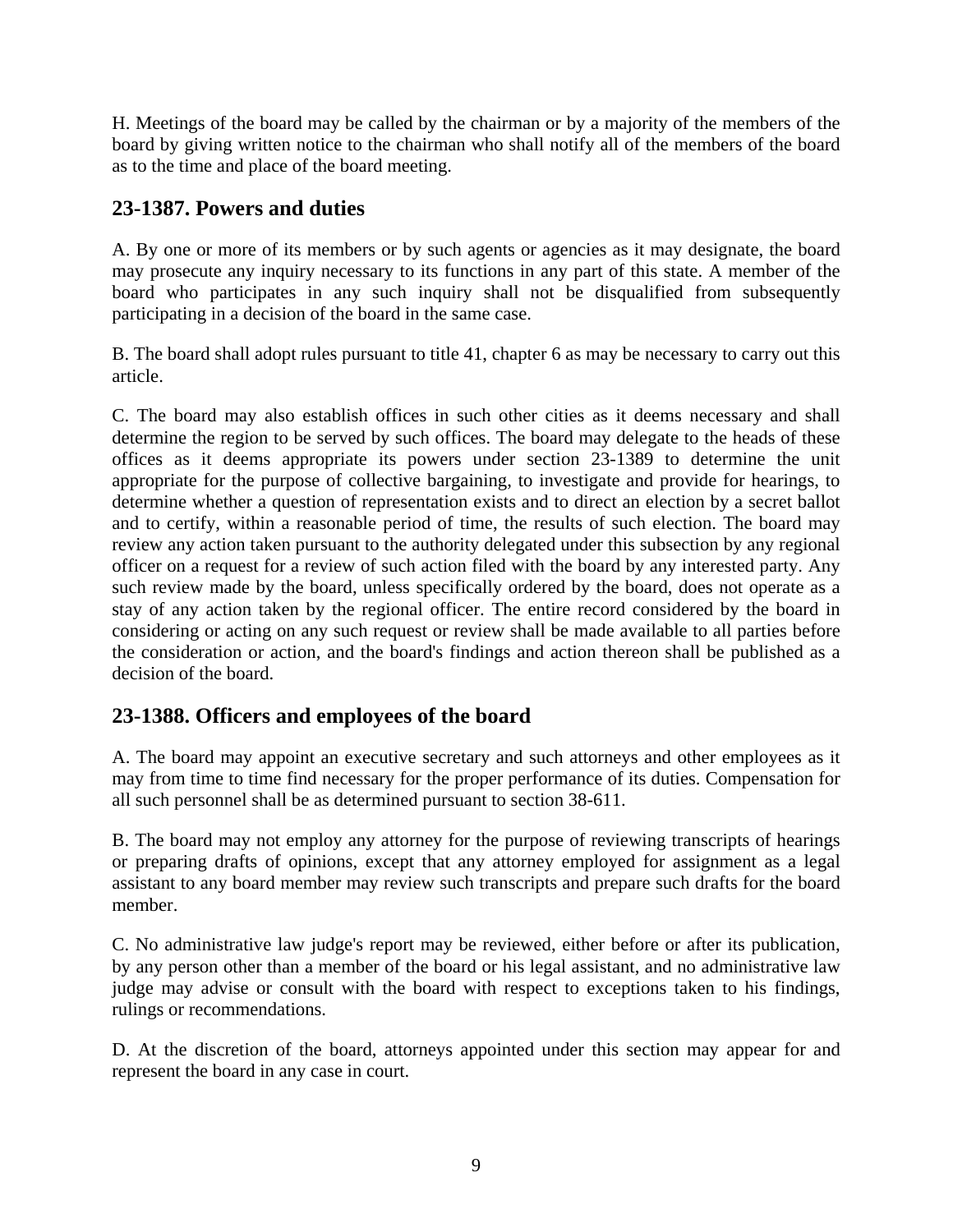H. Meetings of the board may be called by the chairman or by a majority of the members of the board by giving written notice to the chairman who shall notify all of the members of the board as to the time and place of the board meeting.

## 23-1387. Powers and duties

A. By one or more of its members or by such agents or agencies as it may designate, the board may prosecute any inquiry necessary to its functions in any part of this state. A member of the board who participates in any such inquiry shall not be disqualified from subsequently participating in a decision of the board in the same case.

B. The board shall adopt rules pursuant to title 41, chapter 6 as may be necessary to carry out this article.

C. The board may also establish offices in such other cities as it deems necessary and shall determine the region to be served by such offices. The board may delegate to the heads of these offices as it deems appropriate its powers under section 23-1389 to determine the unit appropriate for the purpose of collective bargaining, to investigate and provide for hearings, to determine whether a question of representation exists and to direct an election by a secret ballot and to certify, within a reasonable period of time, the results of such election. The board may review any action taken pursuant to the authority delegated under this subsection by any regional officer on a request for a review of such action filed with the board by any interested party. Any such review made by the board, unless specifically ordered by the board, does not operate as a stay of any action taken by the regional officer. The entire record considered by the board in considering or acting on any such request or review shall be made available to all parties before the consideration or action, and the board's findings and action thereon shall be published as a decision of the board.

## 23-1388. Officers and employees of the board

A. The board may appoint an executive secretary and such attorneys and other employees as it may from time to time find necessary for the proper performance of its duties. Compensation for all such personnel shall be as determined pursuant to section 38-611.

B. The board may not employ any attorney for the purpose of reviewing transcripts of hearings or preparing drafts of opinions, except that any attorney employed for assignment as a legal assistant to any board member may review such transcripts and prepare such drafts for the board member.

C. No administrative law judge's report may be reviewed, either before or after its publication, by any person other than a member of the board or his legal assistant, and no administrative law judge may advise or consult with the board with respect to exceptions taken to his findings, rulings or recommendations.

D. At the discretion of the board, attorneys appointed under this section may appear for and represent the board in any case in court.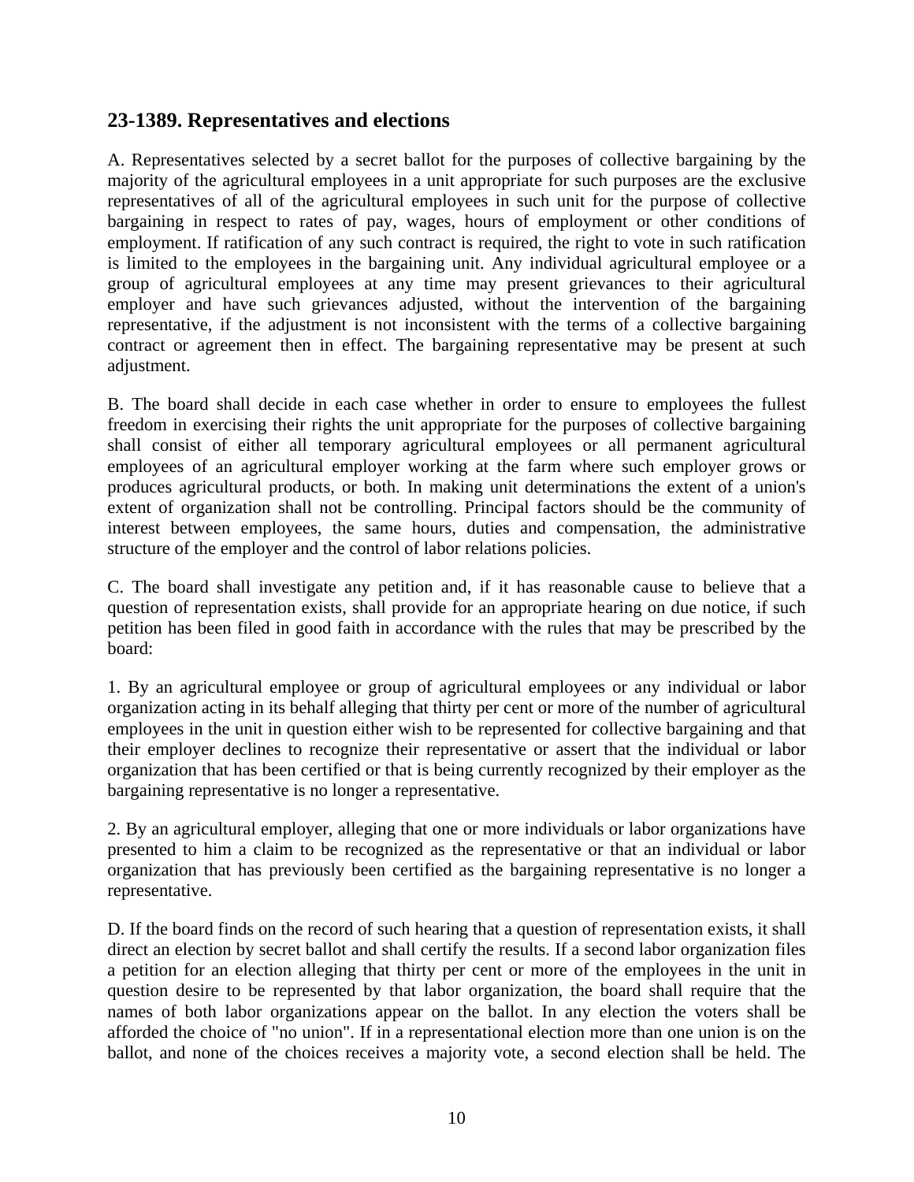## 23-1389. Representatives and elections

A. Representatives selected by a secret ballot for the purposes of collective bargaining by the majority of the agricultural employees in a unit appropriate for such purposes are the exclusive representatives of all of the agricultural employees in such unit for the purpose of collective bargaining in respect to rates of pay, wages, hours of employment or other conditions of employment. If ratification of any such contract is required, the right to vote in such ratification is limited to the employees in the bargaining unit. Any individual agricultural employee or a group of agricultural employees at any time may present grievances to their agricultural employer and have such grievances adjusted, without the intervention of the bargaining representative, if the adjustment is not inconsistent with the terms of a collective bargaining contract or agreement then in effect. The bargaining representative may be present at such adjustment.

B. The board shall decide in each case whether in order to ensure to employees the fullest freedom in exercising their rights the unit appropriate for the purposes of collective bargaining shall consist of either all temporary agricultural employees or all permanent agricultural employees of an agricultural employer working at the farm where such employer grows or produces agricultural products, or both. In making unit determinations the extent of a union's extent of organization shall not be controlling. Principal factors should be the community of interest between employees, the same hours, duties and compensation, the administrative structure of the employer and the control of labor relations policies.

C. The board shall investigate any petition and, if it has reasonable cause to believe that a question of representation exists, shall provide for an appropriate hearing on due notice, if such petition has been filed in good faith in accordance with the rules that may be prescribed by the board:

1. By an agricultural employee or group of agricultural employees or any individual or labor organization acting in its behalf alleging that thirty per cent or more of the number of agricultural employees in the unit in question either wish to be represented for collective bargaining and that their employer declines to recognize their representative or assert that the individual or labor organization that has been certified or that is being currently recognized by their employer as the bargaining representative is no longer a representative.

2. By an agricultural employer, alleging that one or more individuals or labor organizations have presented to him a claim to be recognized as the representative or that an individual or labor organization that has previously been certified as the bargaining representative is no longer a representative.

D. If the board finds on the record of such hearing that a question of representation exists, it shall direct an election by secret ballot and shall certify the results. If a second labor organization files a petition for an election alleging that thirty per cent or more of the employees in the unit in question desire to be represented by that labor organization, the board shall require that the names of both labor organizations appear on the ballot. In any election the voters shall be afforded the choice of "no union". If in a representational election more than one union is on the ballot, and none of the choices receives a majority vote, a second election shall be held. The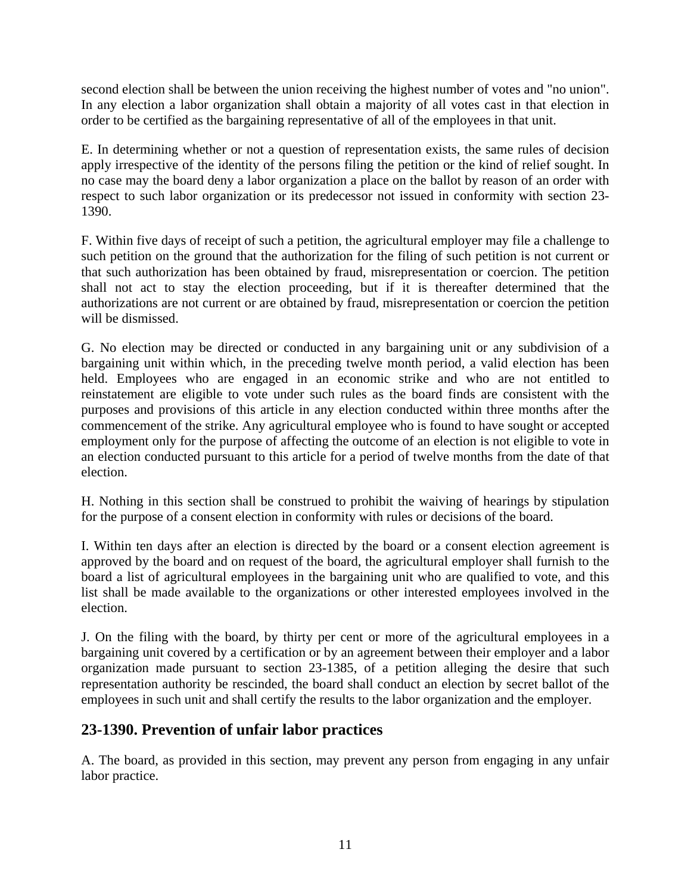second election shall be between the union receiving the highest number of votes and "no union". In any election a labor organization shall obtain a majority of all votes cast in that election in order to be certified as the bargaining representative of all of the employees in that unit.

E. In determining whether or not a question of representation exists, the same rules of decision apply irrespective of the identity of the persons filing the petition or the kind of relief sought. In no case may the board deny a labor organization a place on the ballot by reason of an order with respect to such labor organization or its predecessor not issued in conformity with section 23-1390.

F. Within five days of receipt of such a petition, the agricultural employer may file a challenge to such petition on the ground that the authorization for the filing of such petition is not current or that such authorization has been obtained by fraud, misrepresentation or coercion. The petition shall not act to stay the election proceeding, but if it is thereafter determined that the authorizations are not current or are obtained by fraud, misrepresentation or coercion the petition will be dismissed.

G. No election may be directed or conducted in any bargaining unit or any subdivision of a bargaining unit within which, in the preceding twelve month period, a valid election has been held. Employees who are engaged in an economic strike and who are not entitled to reinstatement are eligible to vote under such rules as the board finds are consistent with the purposes and provisions of this article in any election conducted within three months after the commencement of the strike. Any agricultural employee who is found to have sought or accepted employment only for the purpose of affecting the outcome of an election is not eligible to vote in an election conducted pursuant to this article for a period of twelve months from the date of that election.

H. Nothing in this section shall be construed to prohibit the waiving of hearings by stipulation for the purpose of a consent election in conformity with rules or decisions of the board.

I. Within ten days after an election is directed by the board or a consent election agreement is approved by the board and on request of the board, the agricultural employer shall furnish to the board a list of agricultural employees in the bargaining unit who are qualified to vote, and this list shall be made available to the organizations or other interested employees involved in the election.

J. On the filing with the board, by thirty per cent or more of the agricultural employees in a bargaining unit covered by a certification or by an agreement between their employer and a labor organization made pursuant to section 23-1385, of a petition alleging the desire that such representation authority be rescinded, the board shall conduct an election by secret ballot of the employees in such unit and shall certify the results to the labor organization and the employer.

## 23-1390. Prevention of unfair labor practices

A. The board, as provided in this section, may prevent any person from engaging in any unfair labor practice.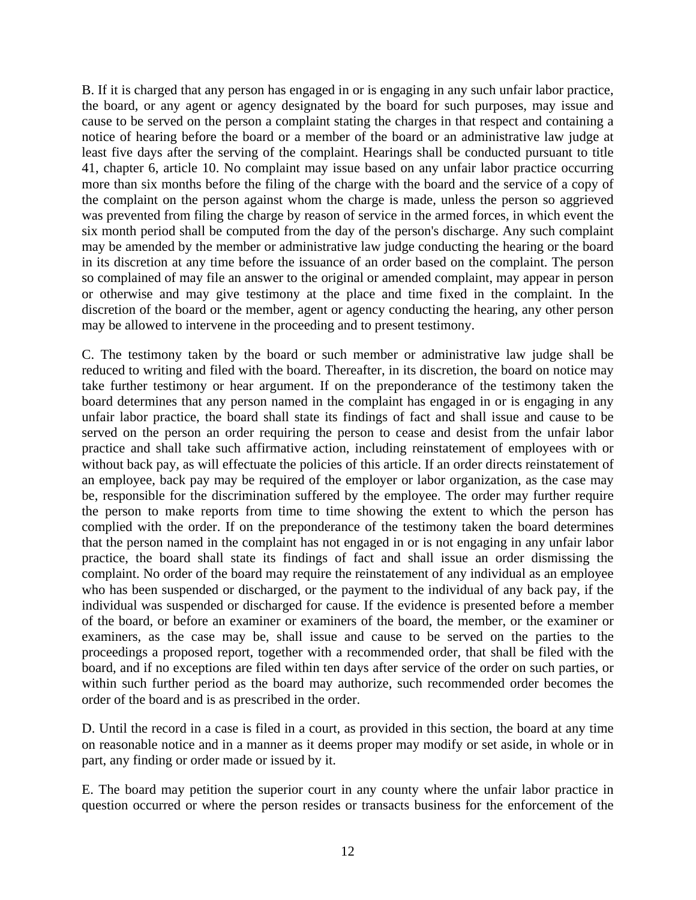B. If it is charged that any person has engaged in or is engaging in any such unfair labor practice, the board, or any agent or agency designated by the board for such purposes, may issue and cause to be served on the person a complaint stating the charges in that respect and containing a notice of hearing before the board or a member of the board or an administrative law judge at least five days after the serving of the complaint. Hearings shall be conducted pursuant to title 41, chapter 6, article 10. No complaint may issue based on any unfair labor practice occurring more than six months before the filing of the charge with the board and the service of a copy of the complaint on the person against whom the charge is made, unless the person so aggrieved was prevented from filing the charge by reason of service in the armed forces, in which event the six month period shall be computed from the day of the person's discharge. Any such complaint may be amended by the member or administrative law judge conducting the hearing or the board in its discretion at any time before the issuance of an order based on the complaint. The person so complained of may file an answer to the original or amended complaint, may appear in person or otherwise and may give testimony at the place and time fixed in the complaint. In the discretion of the board or the member, agent or agency conducting the hearing, any other person may be allowed to intervene in the proceeding and to present testimony.

C. The testimony taken by the board or such member or administrative law judge shall be reduced to writing and filed with the board. Thereafter, in its discretion, the board on notice may take further testimony or hear argument. If on the preponderance of the testimony taken the board determines that any person named in the complaint has engaged in or is engaging in any unfair labor practice, the board shall state its findings of fact and shall issue and cause to be served on the person an order requiring the person to cease and desist from the unfair labor practice and shall take such affirmative action, including reinstatement of employees with or without back pay, as will effectuate the policies of this article. If an order directs reinstatement of an employee, back pay may be required of the employer or labor organization, as the case may be, responsible for the discrimination suffered by the employee. The order may further require the person to make reports from time to time showing the extent to which the person has complied with the order. If on the preponderance of the testimony taken the board determines that the person named in the complaint has not engaged in or is not engaging in any unfair labor practice, the board shall state its findings of fact and shall issue an order dismissing the complaint. No order of the board may require the reinstatement of any individual as an employee who has been suspended or discharged, or the payment to the individual of any back pay, if the individual was suspended or discharged for cause. If the evidence is presented before a member of the board, or before an examiner or examiners of the board, the member, or the examiner or examiners, as the case may be, shall issue and cause to be served on the parties to the proceedings a proposed report, together with a recommended order, that shall be filed with the board, and if no exceptions are filed within ten days after service of the order on such parties, or within such further period as the board may authorize, such recommended order becomes the order of the board and is as prescribed in the order.

D. Until the record in a case is filed in a court, as provided in this section, the board at any time on reasonable notice and in a manner as it deems proper may modify or set aside, in whole or in part, any finding or order made or issued by it.

E. The board may petition the superior court in any county where the unfair labor practice in question occurred or where the person resides or transacts business for the enforcement of the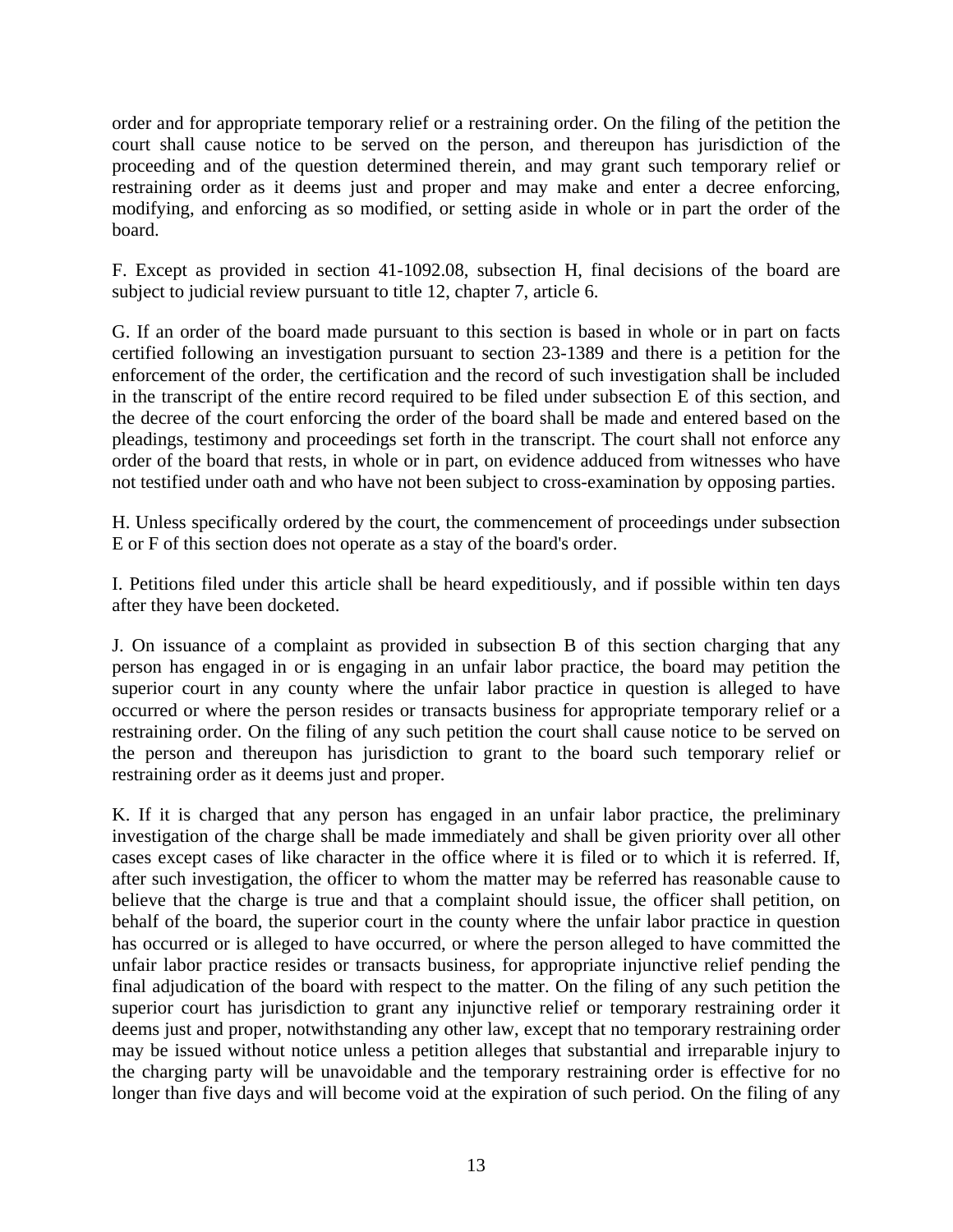order and for appropriate temporary relief or a restraining order. On the filing of the petition the court shall cause notice to be served on the person, and thereupon has jurisdiction of the proceeding and of the question determined therein, and may grant such temporary relief or restraining order as it deems just and proper and may make and enter a decree enforcing, modifying, and enforcing as so modified, or setting aside in whole or in part the order of the board.

F. Except as provided in section 41-1092.08, subsection H, final decisions of the board are subject to judicial review pursuant to title 12, chapter 7, article 6.

G. If an order of the board made pursuant to this section is based in whole or in part on facts certified following an investigation pursuant to section 23-1389 and there is a petition for the enforcement of the order, the certification and the record of such investigation shall be included in the transcript of the entire record required to be filed under subsection E of this section, and the decree of the court enforcing the order of the board shall be made and entered based on the pleadings, testimony and proceedings set forth in the transcript. The court shall not enforce any order of the board that rests, in whole or in part, on evidence adduced from witnesses who have not testified under oath and who have not been subject to cross-examination by opposing parties.

H. Unless specifically ordered by the court, the commencement of proceedings under subsection E or F of this section does not operate as a stay of the board's order.

I. Petitions filed under this article shall be heard expeditiously, and if possible within ten days after they have been docketed.

J. On issuance of a complaint as provided in subsection B of this section charging that any person has engaged in or is engaging in an unfair labor practice, the board may petition the superior court in any county where the unfair labor practice in question is alleged to have occurred or where the person resides or transacts business for appropriate temporary relief or a restraining order. On the filing of any such petition the court shall cause notice to be served on the person and thereupon has jurisdiction to grant to the board such temporary relief or restraining order as it deems just and proper.

K. If it is charged that any person has engaged in an unfair labor practice, the preliminary investigation of the charge shall be made immediately and shall be given priority over all other cases except cases of like character in the office where it is filed or to which it is referred. If, after such investigation, the officer to whom the matter may be referred has reasonable cause to believe that the charge is true and that a complaint should issue, the officer shall petition, on behalf of the board, the superior court in the county where the unfair labor practice in question has occurred or is alleged to have occurred, or where the person alleged to have committed the unfair labor practice resides or transacts business, for appropriate injunctive relief pending the final adjudication of the board with respect to the matter. On the filing of any such petition the superior court has jurisdiction to grant any injunctive relief or temporary restraining order it deems just and proper, notwithstanding any other law, except that no temporary restraining order may be issued without notice unless a petition alleges that substantial and irreparable injury to the charging party will be unavoidable and the temporary restraining order is effective for no longer than five days and will become void at the expiration of such period. On the filing of any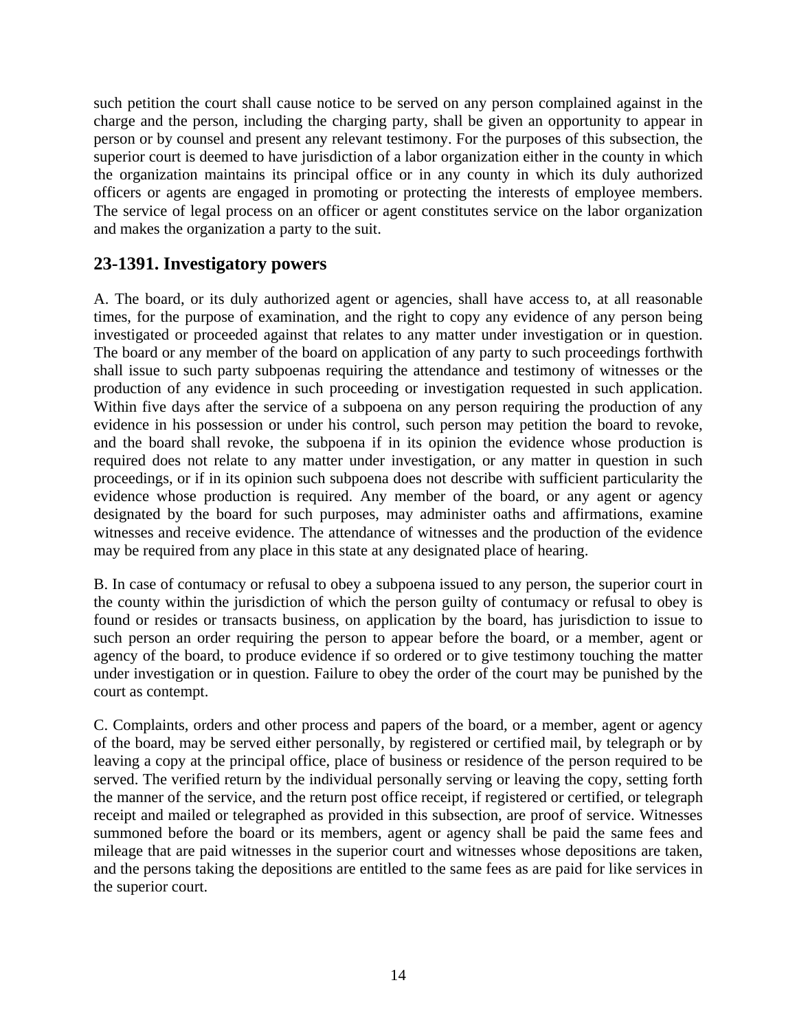such petition the court shall cause notice to be served on any person complained against in the charge and the person, including the charging party, shall be given an opportunity to appear in person or by counsel and present any relevant testimony. For the purposes of this subsection, the superior court is deemed to have jurisdiction of a labor organization either in the county in which the organization maintains its principal office or in any county in which its duly authorized officers or agents are engaged in promoting or protecting the interests of employee members. The service of legal process on an officer or agent constitutes service on the labor organization and makes the organization a party to the suit.

## 23-1391. Investigatory powers

A. The board, or its duly authorized agent or agencies, shall have access to, at all reasonable times, for the purpose of examination, and the right to copy any evidence of any person being investigated or proceeded against that relates to any matter under investigation or in question. The board or any member of the board on application of any party to such proceedings forthwith shall issue to such party subpoenas requiring the attendance and testimony of witnesses or the production of any evidence in such proceeding or investigation requested in such application. Within five days after the service of a subpoena on any person requiring the production of any evidence in his possession or under his control, such person may petition the board to revoke, and the board shall revoke, the subpoena if in its opinion the evidence whose production is required does not relate to any matter under investigation, or any matter in question in such proceedings, or if in its opinion such subpoena does not describe with sufficient particularity the evidence whose production is required. Any member of the board, or any agent or agency designated by the board for such purposes, may administer oaths and affirmations, examine witnesses and receive evidence. The attendance of witnesses and the production of the evidence may be required from any place in this state at any designated place of hearing.

B. In case of contumacy or refusal to obey a subpoena issued to any person, the superior court in the county within the jurisdiction of which the person guilty of contumacy or refusal to obey is found or resides or transacts business, on application by the board, has jurisdiction to issue to such person an order requiring the person to appear before the board, or a member, agent or agency of the board, to produce evidence if so ordered or to give testimony touching the matter under investigation or in question. Failure to obey the order of the court may be punished by the court as contempt.

C. Complaints, orders and other process and papers of the board, or a member, agent or agency of the board, may be served either personally, by registered or certified mail, by telegraph or by leaving a copy at the principal office, place of business or residence of the person required to be served. The verified return by the individual personally serving or leaving the copy, setting forth the manner of the service, and the return post office receipt, if registered or certified, or telegraph receipt and mailed or telegraphed as provided in this subsection, are proof of service. Witnesses summoned before the board or its members, agent or agency shall be paid the same fees and mileage that are paid witnesses in the superior court and witnesses whose depositions are taken, and the persons taking the depositions are entitled to the same fees as are paid for like services in the superior court.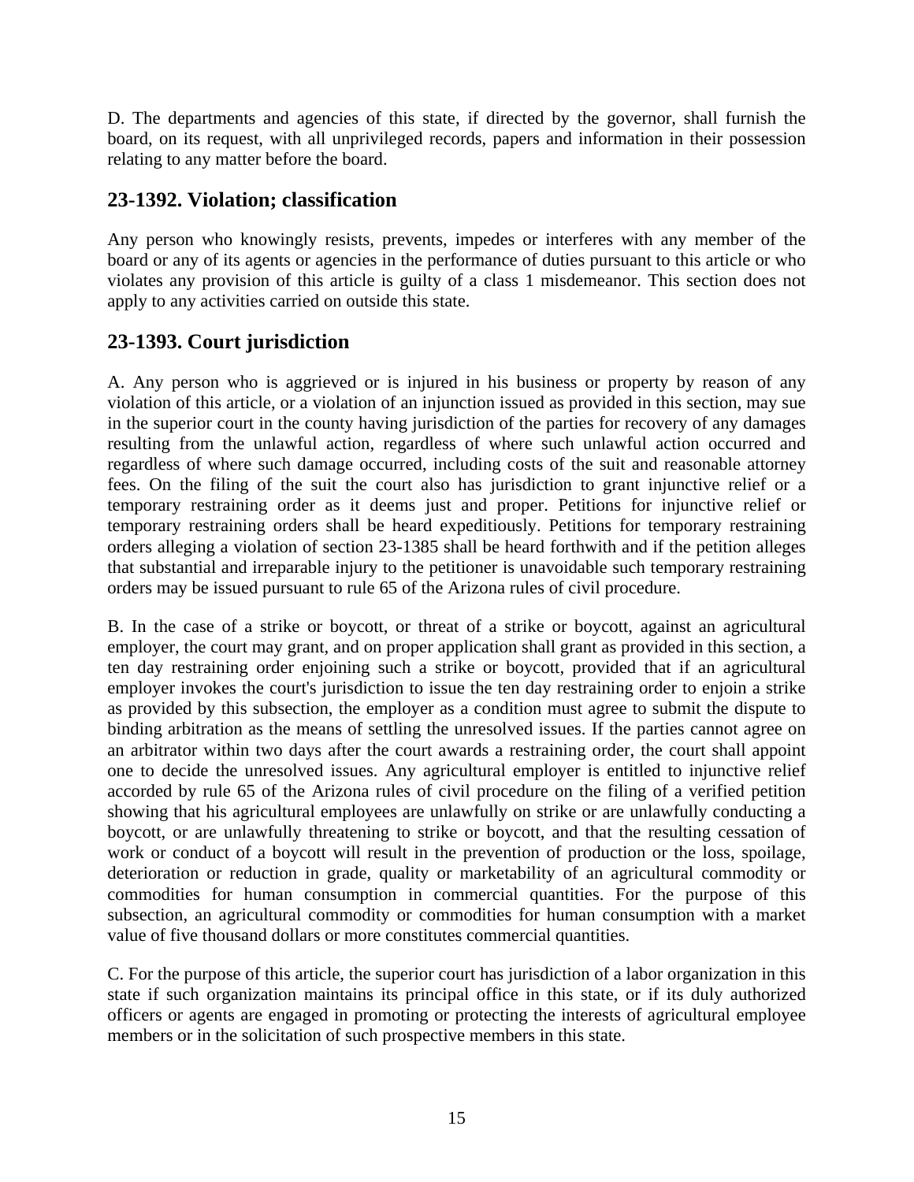D. The departments and agencies of this state, if directed by the governor, shall furnish the board, on its request, with all unprivileged records, papers and information in their possession relating to any matter before the board.

## 23-1392. Violation; classification

Any person who knowingly resists, prevents, impedes or interferes with any member of the board or any of its agents or agencies in the performance of duties pursuant to this article or who violates any provision of this article is guilty of a class 1 misdemeanor. This section does not apply to any activities carried on outside this state.

## 23-1393. Court jurisdiction

A. Any person who is aggrieved or is injured in his business or property by reason of any violation of this article, or a violation of an injunction issued as provided in this section, may sue in the superior court in the county having jurisdiction of the parties for recovery of any damages resulting from the unlawful action, regardless of where such unlawful action occurred and regardless of where such damage occurred, including costs of the suit and reasonable attorney fees. On the filing of the suit the court also has jurisdiction to grant injunctive relief or a temporary restraining order as it deems just and proper. Petitions for injunctive relief or temporary restraining orders shall be heard expeditiously. Petitions for temporary restraining orders alleging a violation of section 23-1385 shall be heard forthwith and if the petition alleges that substantial and irreparable injury to the petitioner is unavoidable such temporary restraining orders may be issued pursuant to rule 65 of the Arizona rules of civil procedure.

B. In the case of a strike or boycott, or threat of a strike or boycott, against an agricultural employer, the court may grant, and on proper application shall grant as provided in this section, a ten day restraining order enjoining such a strike or boycott, provided that if an agricultural employer invokes the court's jurisdiction to issue the ten day restraining order to enjoin a strike as provided by this subsection, the employer as a condition must agree to submit the dispute to binding arbitration as the means of settling the unresolved issues. If the parties cannot agree on an arbitrator within two days after the court awards a restraining order, the court shall appoint one to decide the unresolved issues. Any agricultural employer is entitled to injunctive relief accorded by rule 65 of the Arizona rules of civil procedure on the filing of a verified petition showing that his agricultural employees are unlawfully on strike or are unlawfully conducting a boycott, or are unlawfully threatening to strike or boycott, and that the resulting cessation of work or conduct of a boycott will result in the prevention of production or the loss, spoilage, deterioration or reduction in grade, quality or marketability of an agricultural commodity or commodities for human consumption in commercial quantities. For the purpose of this subsection, an agricultural commodity or commodities for human consumption with a market value of five thousand dollars or more constitutes commercial quantities.

C. For the purpose of this article, the superior court has jurisdiction of a labor organization in this state if such organization maintains its principal office in this state, or if its duly authorized officers or agents are engaged in promoting or protecting the interests of agricultural employee members or in the solicitation of such prospective members in this state.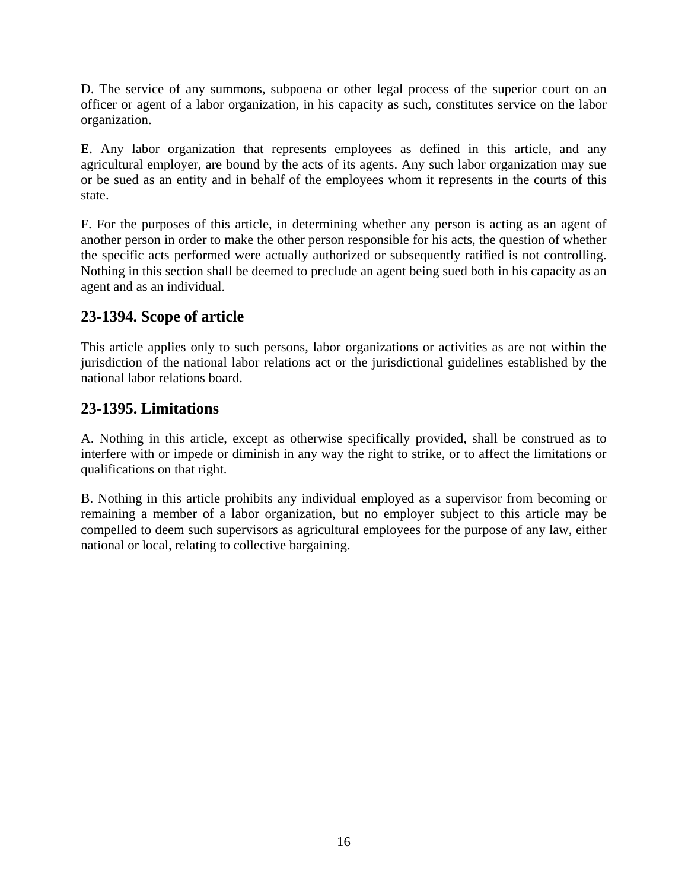D. The service of any summons, subpoena or other legal process of the superior court on an officer or agent of a labor organization, in his capacity as such, constitutes service on the labor organization.

E. Any labor organization that represents employees as defined in this article, and any agricultural employer, are bound by the acts of its agents. Any such labor organization may sue or be sued as an entity and in behalf of the employees whom it represents in the courts of this state.

F. For the purposes of this article, in determining whether any person is acting as an agent of another person in order to make the other person responsible for his acts, the question of whether the specific acts performed were actually authorized or subsequently ratified is not controlling. Nothing in this section shall be deemed to preclude an agent being sued both in his capacity as an agent and as an individual.

## 23-1394. Scope of article

This article applies only to such persons, labor organizations or activities as are not within the jurisdiction of the national labor relations act or the jurisdictional guidelines established by the national labor relations board.

## 23-1395. Limitations

A. Nothing in this article, except as otherwise specifically provided, shall be construed as to interfere with or impede or diminish in any way the right to strike, or to affect the limitations or qualifications on that right.

B. Nothing in this article prohibits any individual employed as a supervisor from becoming or remaining a member of a labor organization, but no employer subject to this article may be compelled to deem such supervisors as agricultural employees for the purpose of any law, either national or local, relating to collective bargaining.